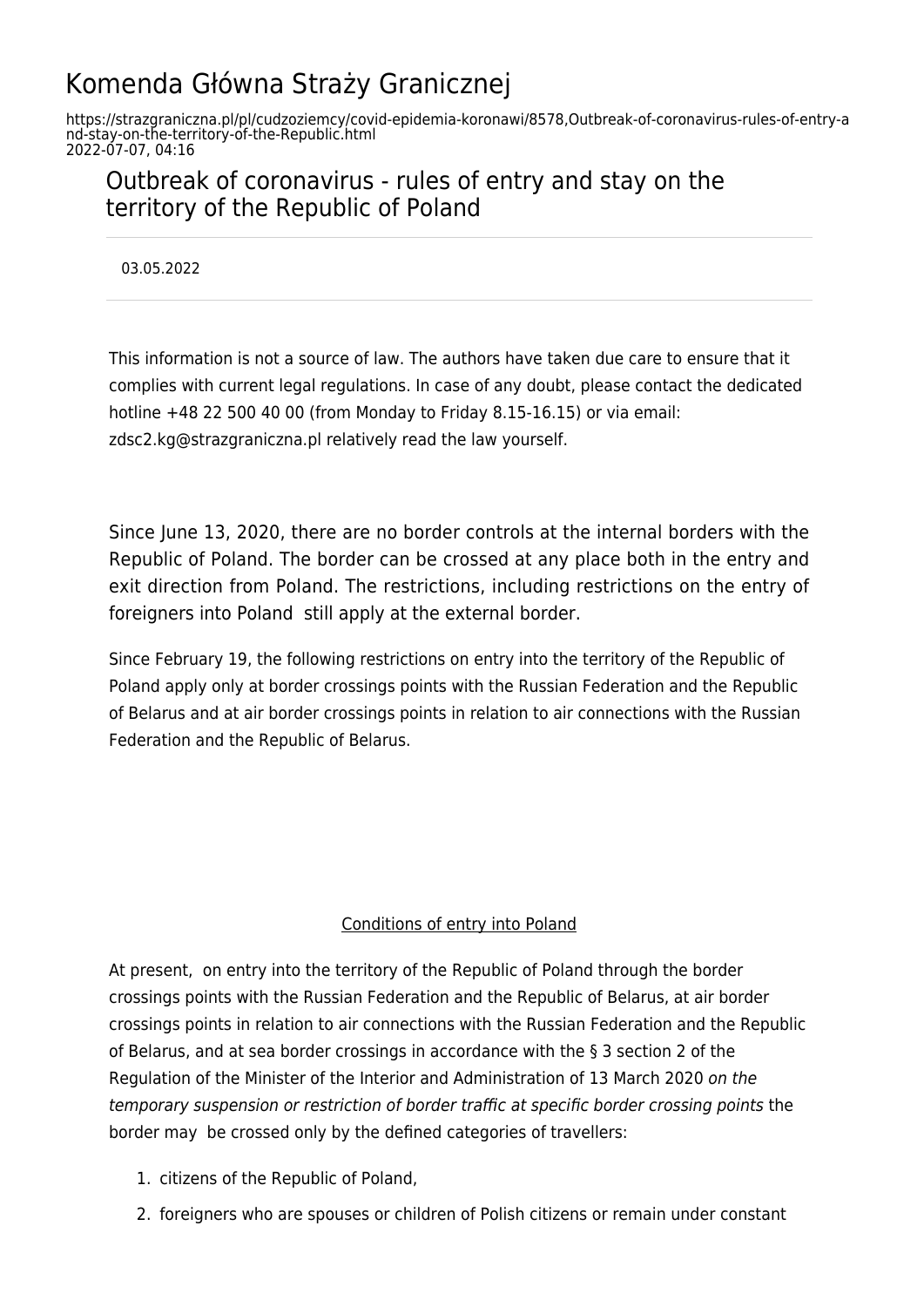# Komenda Główna Straży Granicznej

https://strazgraniczna.pl/pl/cudzoziemcy/covid-epidemia-koronawi/8578,Outbreak-of-coronavirus-rules-of-entry-and-stay-on-the-territory-of-the-Republic.html
2022-07-07, 04:16

## Outbreak of coronavirus - rules of entry and stay on the territory of the Republic of Poland

03.05.2022

This information is not a source of law. The authors have taken due care to ensure that it complies with current legal regulations. In case of any doubt, please contact the dedicated hotline +48 22 500 40 00 (from Monday to Friday 8.15-16.15) or via email: zdsc2.kg@strazgraniczna.pl relatively read the law yourself.

Since June 13, 2020, there are no border controls at the internal borders with the Republic of Poland. The border can be crossed at any place both in the entry and exit direction from Poland. The restrictions, including restrictions on the entry of foreigners into Poland still apply at the external border.

Since February 19, the following restrictions on entry into the territory of the Republic of Poland apply only at border crossings points with the Russian Federation and the Republic of Belarus and at air border crossings points in relation to air connections with the Russian Federation and the Republic of Belarus.

<u>Conditions of entry into Poland</u>

At present, on entry into the territory of the Republic of Poland through the border crossings points with the Russian Federation and the Republic of Belarus, at air border crossings points in relation to air connections with the Russian Federation and the Republic of Belarus, and at sea border crossings in accordance with the § 3 section 2 of the Regulation of the Minister of the Interior and Administration of 13 March 2020 *on the temporary suspension or restriction of border traffic at specific border crossing points* the border may be crossed only by the defined categories of travellers:

1. citizens of the Republic of Poland,
2. foreigners who are spouses or children of Polish citizens or remain under constant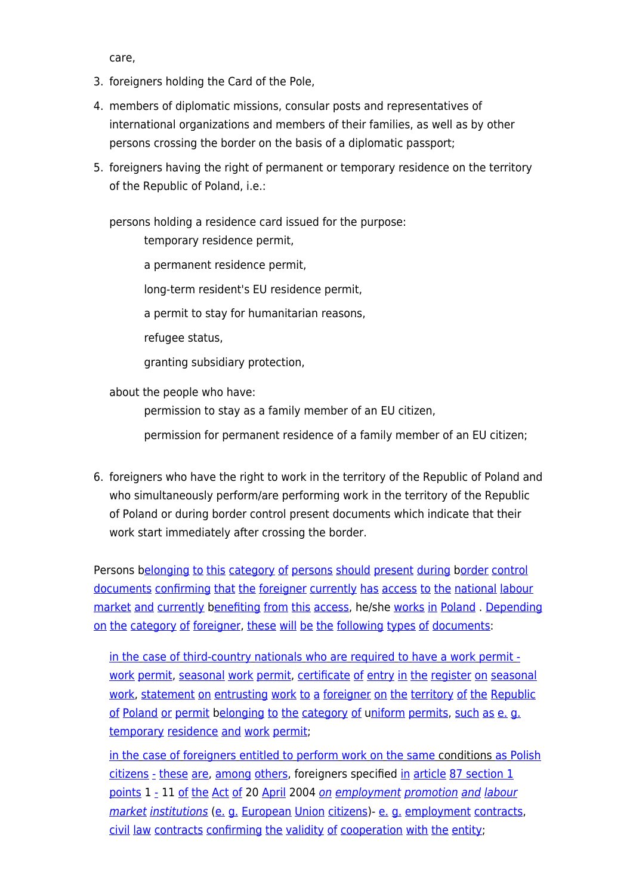care,

3. foreigners holding the Card of the Pole,
4. members of diplomatic missions, consular posts and representatives of international organizations and members of their families, as well as by other persons crossing the border on the basis of a diplomatic passport;
5. foreigners having the right of permanent or temporary residence on the territory of the Republic of Poland, i.e.:

   persons holding a residence card issued for the purpose:

   - temporary residence permit,
   - a permanent residence permit,
   - long-term resident's EU residence permit,
   - a permit to stay for humanitarian reasons,
   - refugee status,
   - granting subsidiary protection,

   about the people who have:

   - permission to stay as a family member of an EU citizen,
   - permission for permanent residence of a family member of an EU citizen;

6. foreigners who have the right to work in the territory of the Republic of Poland and who simultaneously perform/are performing work in the territory of the Republic of Poland or during border control present documents which indicate that their work start immediately after crossing the border.

Persons belonging to this category of persons should present during border control documents confirming that the foreigner currently has access to the national labour market and currently benefiting from this access, he/she works in Poland . Depending on the category of foreigner, these will be the following types of documents:

- in the case of third-country nationals who are required to have a work permit - work permit, seasonal work permit, certificate of entry in the register on seasonal work, statement on entrusting work to a foreigner on the territory of the Republic of Poland or permit belonging to the category of uniform permits, such as e. g. temporary residence and work permit;
- in the case of foreigners entitled to perform work on the same conditions as Polish citizens - these are, among others, foreigners specified in article 87 section 1 points 1 - 11 of the Act of 20 April 2004 *on employment promotion and labour market institutions* (e. g. European Union citizens)- e. g. employment contracts, civil law contracts confirming the validity of cooperation with the entity;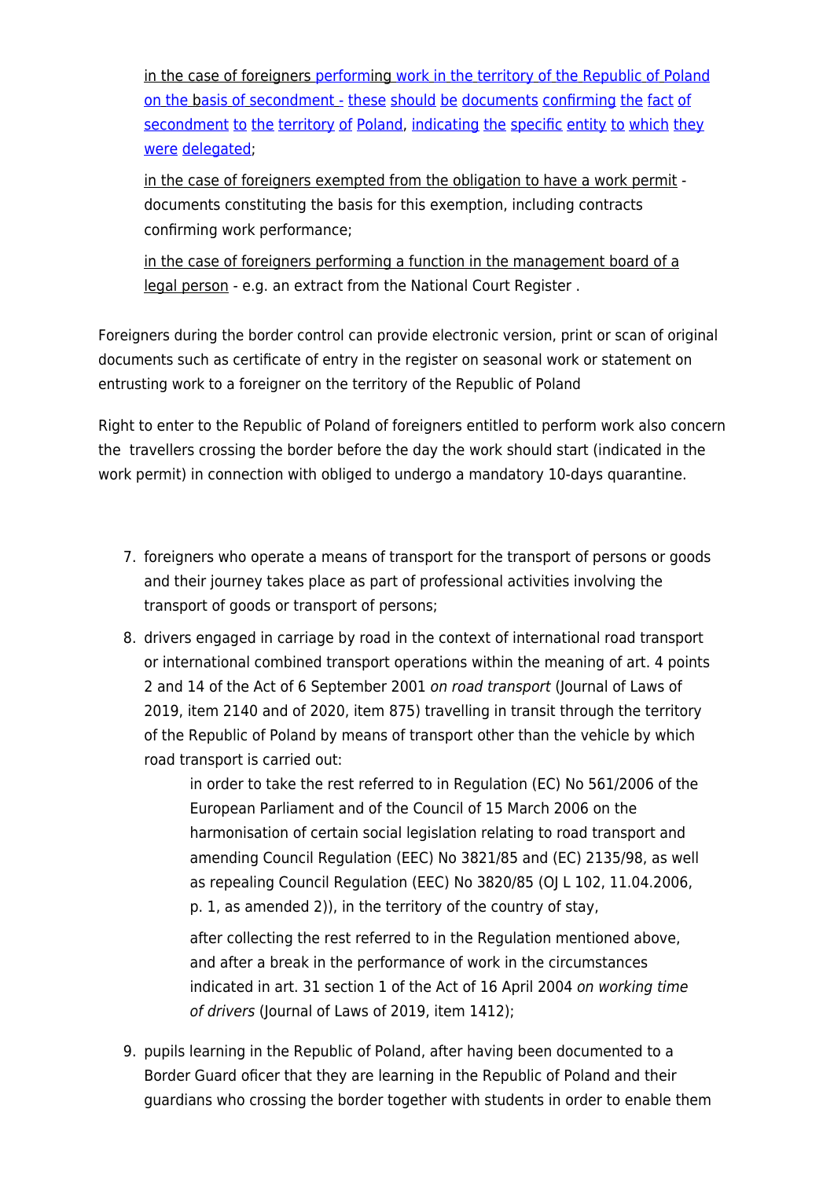in the case of foreigners performing work in the territory of the Republic of Poland on the basis of secondment - these should be documents confirming the fact of secondment to the territory of Poland, indicating the specific entity to which they were delegated;

in the case of foreigners exempted from the obligation to have a work permit - documents constituting the basis for this exemption, including contracts confirming work performance;

in the case of foreigners performing a function in the management board of a legal person - e.g. an extract from the National Court Register .

Foreigners during the border control can provide electronic version, print or scan of original documents such as certificate of entry in the register on seasonal work or statement on entrusting work to a foreigner on the territory of the Republic of Poland

Right to enter to the Republic of Poland of foreigners entitled to perform work also concern the travellers crossing the border before the day the work should start (indicated in the work permit) in connection with obliged to undergo a mandatory 10-days quarantine.

7. foreigners who operate a means of transport for the transport of persons or goods and their journey takes place as part of professional activities involving the transport of goods or transport of persons;
8. drivers engaged in carriage by road in the context of international road transport or international combined transport operations within the meaning of art. 4 points 2 and 14 of the Act of 6 September 2001 *on road transport* (Journal of Laws of 2019, item 2140 and of 2020, item 875) travelling in transit through the territory of the Republic of Poland by means of transport other than the vehicle by which road transport is carried out:

    in order to take the rest referred to in Regulation (EC) No 561/2006 of the European Parliament and of the Council of 15 March 2006 on the harmonisation of certain social legislation relating to road transport and amending Council Regulation (EEC) No 3821/85 and (EC) 2135/98, as well as repealing Council Regulation (EEC) No 3820/85 (OJ L 102, 11.04.2006, p. 1, as amended 2)), in the territory of the country of stay,

    after collecting the rest referred to in the Regulation mentioned above, and after a break in the performance of work in the circumstances indicated in art. 31 section 1 of the Act of 16 April 2004 *on working time of drivers* (Journal of Laws of 2019, item 1412);
9. pupils learning in the Republic of Poland, after having been documented to a Border Guard oficer that they are learning in the Republic of Poland and their guardians who crossing the border together with students in order to enable them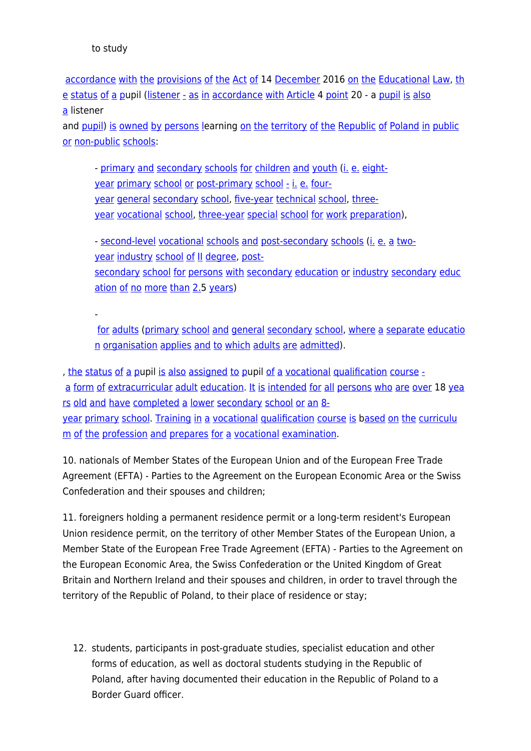to study

accordance with the provisions of the Act of 14 December 2016 on the Educational Law, the status of a pupil (listener - as in accordance with Article 4 point 20 - a pupil is also a listener
and pupil) is owned by persons learning on the territory of the Republic of Poland in public or non-public schools:

- primary and secondary schools for children and youth (i. e. eight-year primary school or post-primary school - i. e. four-year general secondary school, five-year technical school, three-year vocational school, three-year special school for work preparation),

- second-level vocational schools and post-secondary schools (i. e. a two-year industry school of II degree, post-secondary school for persons with secondary education or industry secondary education of no more than 2.5 years)

- for adults (primary school and general secondary school, where a separate education organisation applies and to which adults are admitted).

, the status of a pupil is also assigned to pupil of a vocational qualification course - a form of extracurricular adult education. It is intended for all persons who are over 18 years old and have completed a lower secondary school or an 8-year primary school. Training in a vocational qualification course is based on the curriculum of the profession and prepares for a vocational examination.

10. nationals of Member States of the European Union and of the European Free Trade Agreement (EFTA) - Parties to the Agreement on the European Economic Area or the Swiss Confederation and their spouses and children;

11. foreigners holding a permanent residence permit or a long-term resident's European Union residence permit, on the territory of other Member States of the European Union, a Member State of the European Free Trade Agreement (EFTA) - Parties to the Agreement on the European Economic Area, the Swiss Confederation or the United Kingdom of Great Britain and Northern Ireland and their spouses and children, in order to travel through the territory of the Republic of Poland, to their place of residence or stay;

12. students, participants in post-graduate studies, specialist education and other forms of education, as well as doctoral students studying in the Republic of Poland, after having documented their education in the Republic of Poland to a Border Guard officer.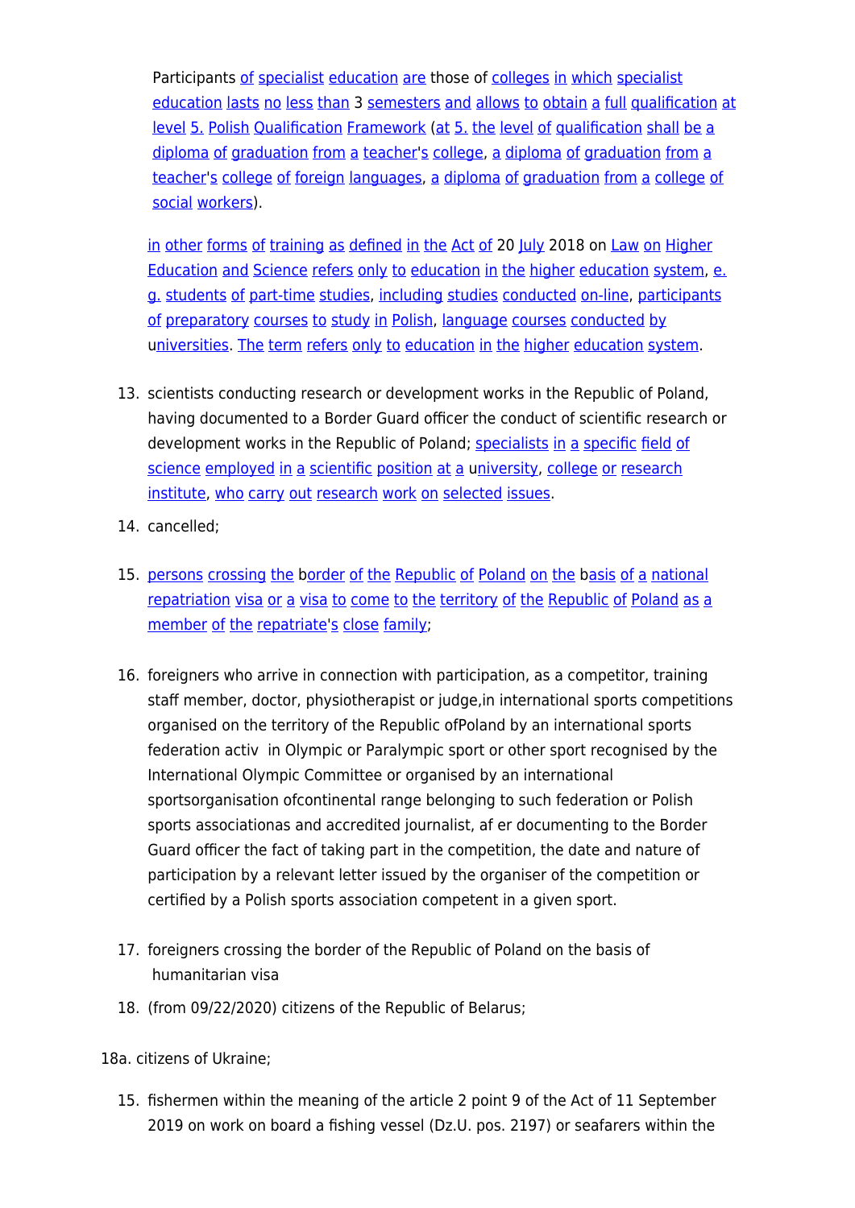Participants of specialist education are those of colleges in which specialist education lasts no less than 3 semesters and allows to obtain a full qualification at level 5. Polish Qualification Framework (at 5. the level of qualification shall be a diploma of graduation from a teacher's college, a diploma of graduation from a teacher's college of foreign languages, a diploma of graduation from a college of social workers).

in other forms of training as defined in the Act of 20 July 2018 on Law on Higher Education and Science refers only to education in the higher education system, e. g. students of part-time studies, including studies conducted on-line, participants of preparatory courses to study in Polish, language courses conducted by universities. The term refers only to education in the higher education system.

13. scientists conducting research or development works in the Republic of Poland, having documented to a Border Guard officer the conduct of scientific research or development works in the Republic of Poland; specialists in a specific field of science employed in a scientific position at a university, college or research institute, who carry out research work on selected issues.
14. cancelled;
15. persons crossing the border of the Republic of Poland on the basis of a national repatriation visa or a visa to come to the territory of the Republic of Poland as a member of the repatriate's close family;
16. foreigners who arrive in connection with participation, as a competitor, training staff member, doctor, physiotherapist or judge,in international sports competitions organised on the territory of the Republic ofPoland by an international sports federation activ  in Olympic or Paralympic sport or other sport recognised by the International Olympic Committee or organised by an international sportsorganisation ofcontinental range belonging to such federation or Polish sports associationas and accredited journalist, af er documenting to the Border Guard officer the fact of taking part in the competition, the date and nature of participation by a relevant letter issued by the organiser of the competition or certified by a Polish sports association competent in a given sport.
17. foreigners crossing the border of the Republic of Poland on the basis of humanitarian visa
18. (from 09/22/2020) citizens of the Republic of Belarus;

18a. citizens of Ukraine;

15. fishermen within the meaning of the article 2 point 9 of the Act of 11 September 2019 on work on board a fishing vessel (Dz.U. pos. 2197) or seafarers within the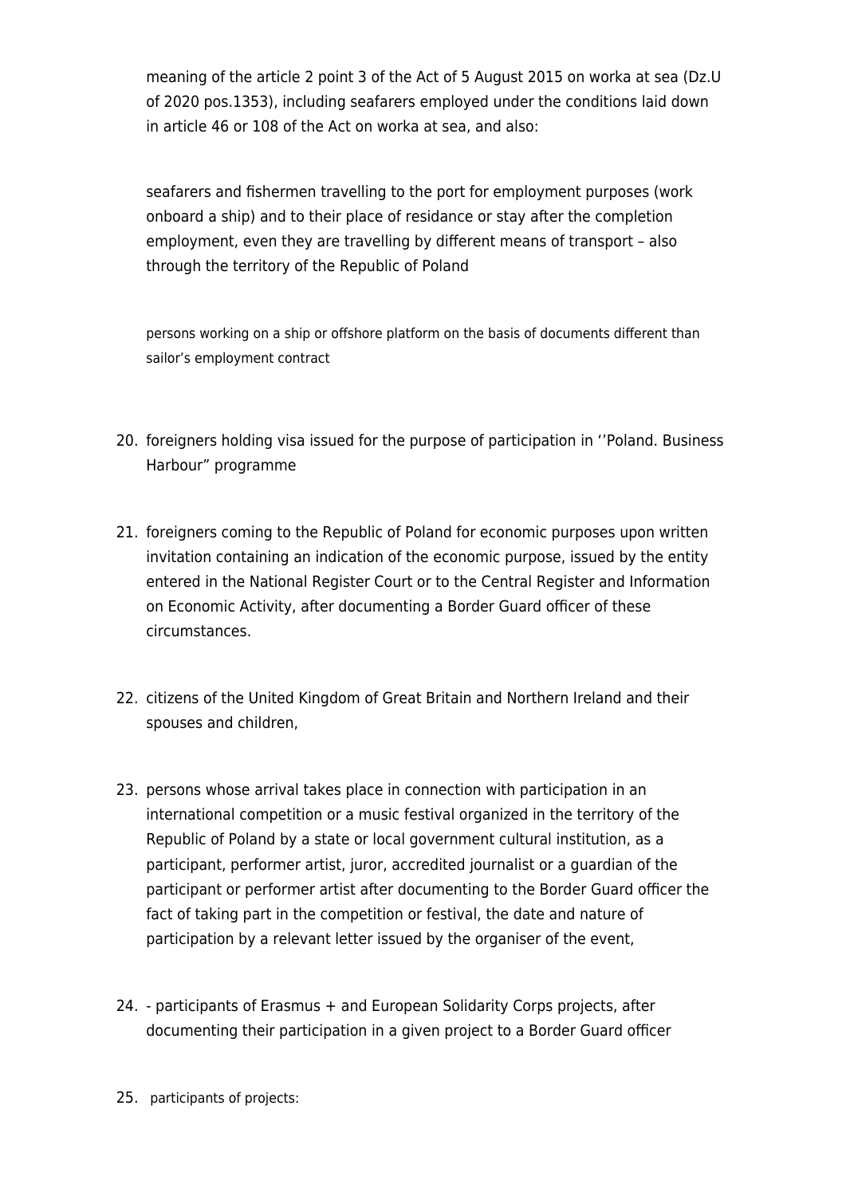meaning of the article 2 point 3 of the Act of 5 August 2015 on worka at sea (Dz.U of 2020 pos.1353), including seafarers employed under the conditions laid down in article 46 or 108 of the Act on worka at sea, and also:

seafarers and fishermen travelling to the port for employment purposes (work onboard a ship) and to their place of residance or stay after the completion employment, even they are travelling by different means of transport – also through the territory of the Republic of Poland

persons working on a ship or offshore platform on the basis of documents different than sailor's employment contract

20. foreigners holding visa issued for the purpose of participation in ''Poland. Business Harbour" programme
21. foreigners coming to the Republic of Poland for economic purposes upon written invitation containing an indication of the economic purpose, issued by the entity entered in the National Register Court or to the Central Register and Information on Economic Activity, after documenting a Border Guard officer of these circumstances.
22. citizens of the United Kingdom of Great Britain and Northern Ireland and their spouses and children,
23. persons whose arrival takes place in connection with participation in an international competition or a music festival organized in the territory of the Republic of Poland by a state or local government cultural institution, as a participant, performer artist, juror, accredited journalist or a guardian of the participant or performer artist after documenting to the Border Guard officer the fact of taking part in the competition or festival, the date and nature of participation by a relevant letter issued by the organiser of the event,
24. - participants of Erasmus + and European Solidarity Corps projects, after documenting their participation in a given project to a Border Guard officer
25. participants of projects: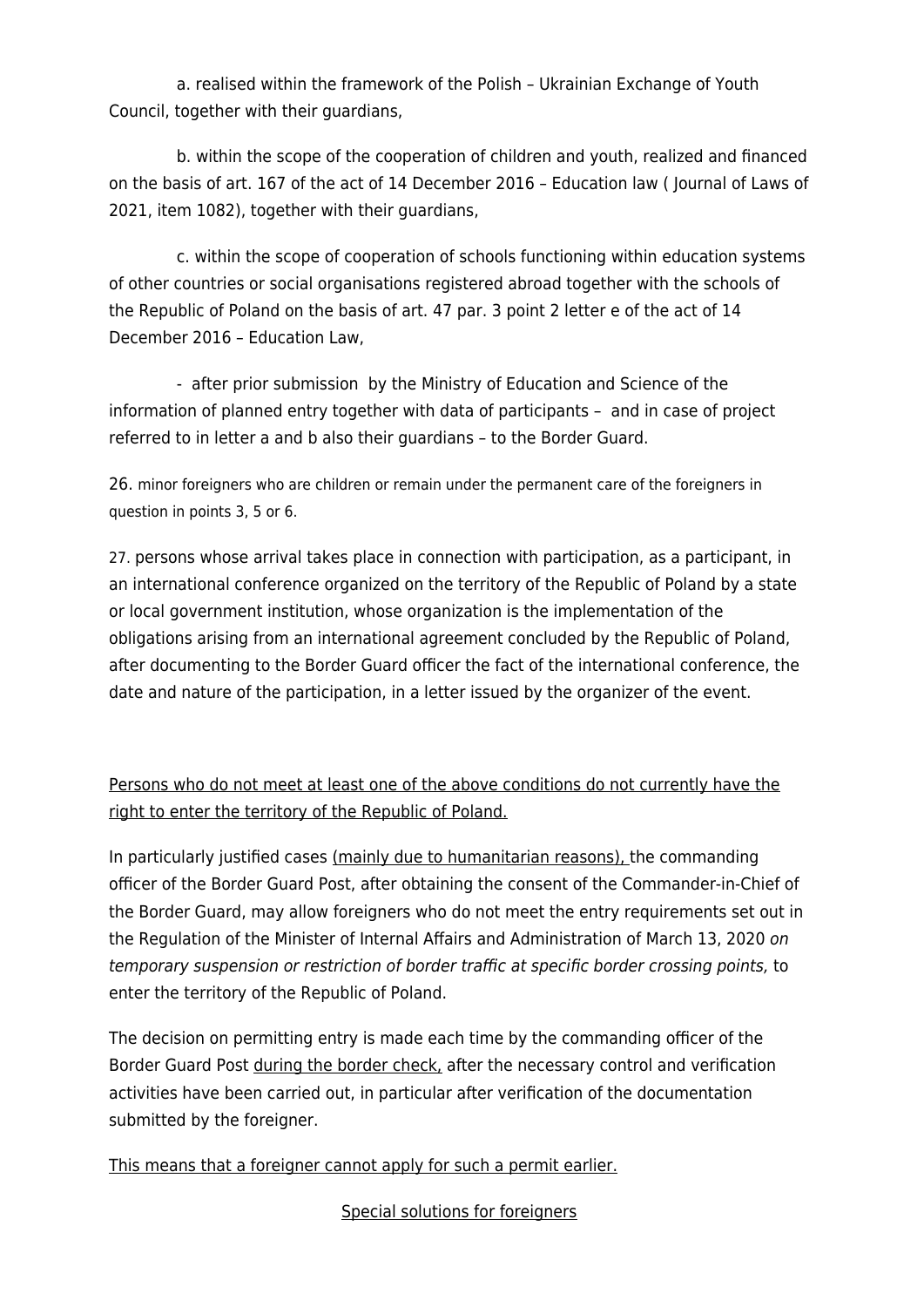a. realised within the framework of the Polish – Ukrainian Exchange of Youth Council, together with their guardians,

b. within the scope of the cooperation of children and youth, realized and financed on the basis of art. 167 of the act of 14 December 2016 – Education law ( Journal of Laws of 2021, item 1082), together with their guardians,

c. within the scope of cooperation of schools functioning within education systems of other countries or social organisations registered abroad together with the schools of the Republic of Poland on the basis of art. 47 par. 3 point 2 letter e of the act of 14 December 2016 – Education Law,

- after prior submission by the Ministry of Education and Science of the information of planned entry together with data of participants – and in case of project referred to in letter a and b also their guardians – to the Border Guard.

26. minor foreigners who are children or remain under the permanent care of the foreigners in question in points 3, 5 or 6.

27. persons whose arrival takes place in connection with participation, as a participant, in an international conference organized on the territory of the Republic of Poland by a state or local government institution, whose organization is the implementation of the obligations arising from an international agreement concluded by the Republic of Poland, after documenting to the Border Guard officer the fact of the international conference, the date and nature of the participation, in a letter issued by the organizer of the event.

<u>Persons who do not meet at least one of the above conditions do not currently have the right to enter the territory of the Republic of Poland.</u>

In particularly justified cases <u>(mainly due to humanitarian reasons),</u> the commanding officer of the Border Guard Post, after obtaining the consent of the Commander-in-Chief of the Border Guard, may allow foreigners who do not meet the entry requirements set out in the Regulation of the Minister of Internal Affairs and Administration of March 13, 2020 *on temporary suspension or restriction of border traffic at specific border crossing points,* to enter the territory of the Republic of Poland.

The decision on permitting entry is made each time by the commanding officer of the Border Guard Post <u>during the border check,</u> after the necessary control and verification activities have been carried out, in particular after verification of the documentation submitted by the foreigner.

<u>This means that a foreigner cannot apply for such a permit earlier.</u>

<u>Special solutions for foreigners</u>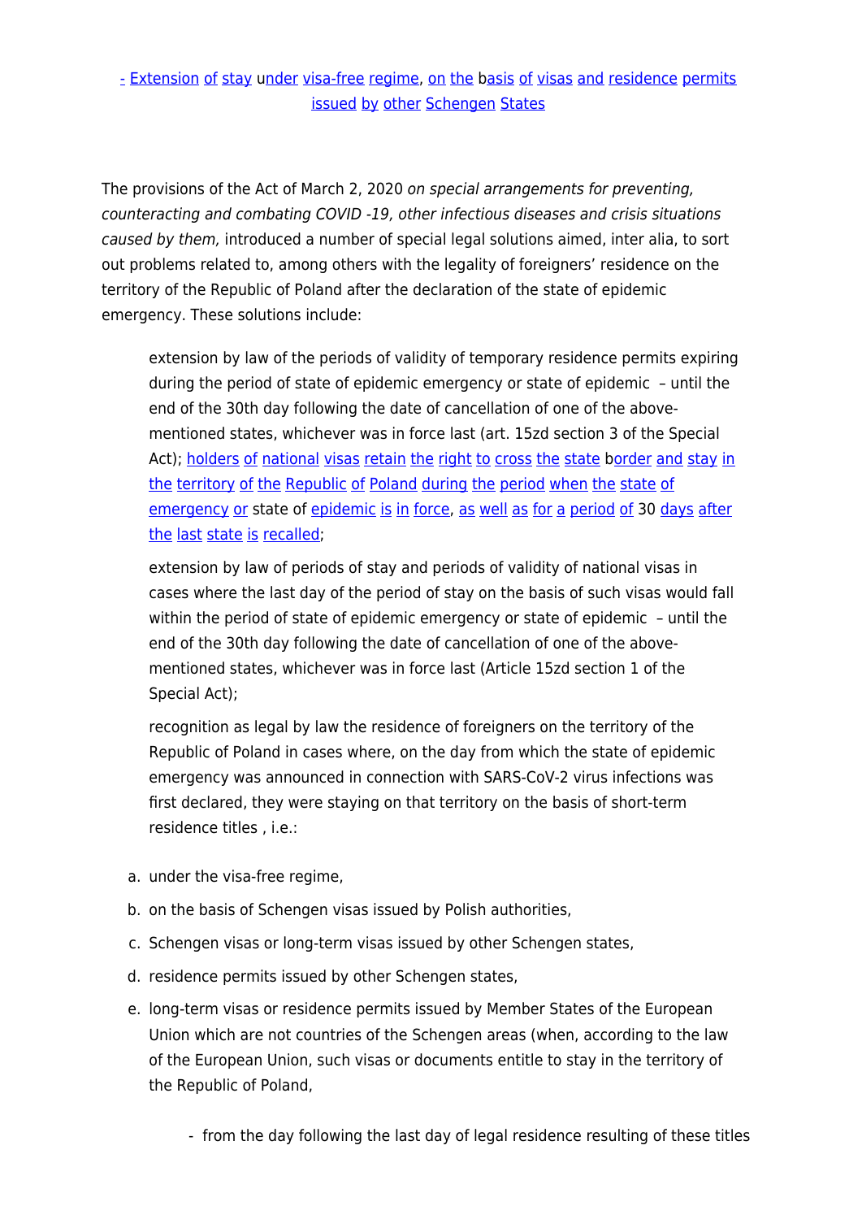- Extension of stay under visa-free regime, on the basis of visas and residence permits issued by other Schengen States

The provisions of the Act of March 2, 2020 *on special arrangements for preventing, counteracting and combating COVID -19, other infectious diseases and crisis situations caused by them,* introduced a number of special legal solutions aimed, inter alia, to sort out problems related to, among others with the legality of foreigners' residence on the territory of the Republic of Poland after the declaration of the state of epidemic emergency. These solutions include:

> extension by law of the periods of validity of temporary residence permits expiring during the period of state of epidemic emergency or state of epidemic – until the end of the 30th day following the date of cancellation of one of the above-mentioned states, whichever was in force last (art. 15zd section 3 of the Special Act); holders of national visas retain the right to cross the state border and stay in the territory of the Republic of Poland during the period when the state of emergency or state of epidemic is in force, as well as for a period of 30 days after the last state is recalled;
>
> extension by law of periods of stay and periods of validity of national visas in cases where the last day of the period of stay on the basis of such visas would fall within the period of state of epidemic emergency or state of epidemic – until the end of the 30th day following the date of cancellation of one of the above-mentioned states, whichever was in force last (Article 15zd section 1 of the Special Act);
>
> recognition as legal by law the residence of foreigners on the territory of the Republic of Poland in cases where, on the day from which the state of epidemic emergency was announced in connection with SARS-CoV-2 virus infections was first declared, they were staying on that territory on the basis of short-term residence titles , i.e.:

a. under the visa-free regime,
b. on the basis of Schengen visas issued by Polish authorities,
c. Schengen visas or long-term visas issued by other Schengen states,
d. residence permits issued by other Schengen states,
e. long-term visas or residence permits issued by Member States of the European Union which are not countries of the Schengen areas (when, according to the law of the European Union, such visas or documents entitle to stay in the territory of the Republic of Poland,

   - from the day following the last day of legal residence resulting of these titles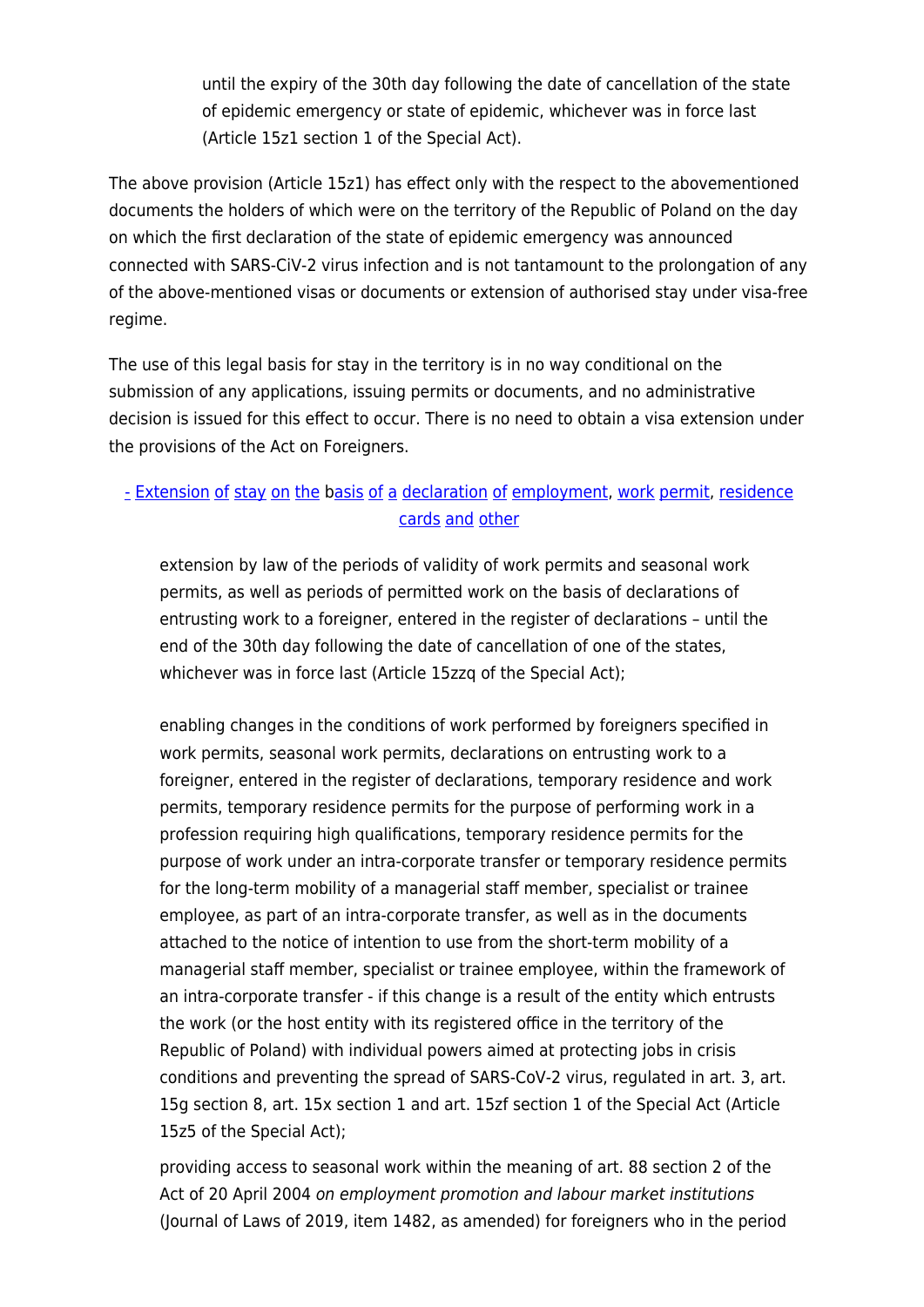until the expiry of the 30th day following the date of cancellation of the state of epidemic emergency or state of epidemic, whichever was in force last (Article 15z1 section 1 of the Special Act).

The above provision (Article 15z1) has effect only with the respect to the abovementioned documents the holders of which were on the territory of the Republic of Poland on the day on which the first declaration of the state of epidemic emergency was announced connected with SARS-CiV-2 virus infection and is not tantamount to the prolongation of any of the above-mentioned visas or documents or extension of authorised stay under visa-free regime.

The use of this legal basis for stay in the territory is in no way conditional on the submission of any applications, issuing permits or documents, and no administrative decision is issued for this effect to occur. There is no need to obtain a visa extension under the provisions of the Act on Foreigners.

- Extension of stay on the basis of a declaration of employment, work permit, residence cards and other

extension by law of the periods of validity of work permits and seasonal work permits, as well as periods of permitted work on the basis of declarations of entrusting work to a foreigner, entered in the register of declarations – until the end of the 30th day following the date of cancellation of one of the states, whichever was in force last (Article 15zzq of the Special Act);

enabling changes in the conditions of work performed by foreigners specified in work permits, seasonal work permits, declarations on entrusting work to a foreigner, entered in the register of declarations, temporary residence and work permits, temporary residence permits for the purpose of performing work in a profession requiring high qualifications, temporary residence permits for the purpose of work under an intra-corporate transfer or temporary residence permits for the long-term mobility of a managerial staff member, specialist or trainee employee, as part of an intra-corporate transfer, as well as in the documents attached to the notice of intention to use from the short-term mobility of a managerial staff member, specialist or trainee employee, within the framework of an intra-corporate transfer - if this change is a result of the entity which entrusts the work (or the host entity with its registered office in the territory of the Republic of Poland) with individual powers aimed at protecting jobs in crisis conditions and preventing the spread of SARS-CoV-2 virus, regulated in art. 3, art. 15g section 8, art. 15x section 1 and art. 15zf section 1 of the Special Act (Article 15z5 of the Special Act);

providing access to seasonal work within the meaning of art. 88 section 2 of the Act of 20 April 2004 *on employment promotion and labour market institutions* (Journal of Laws of 2019, item 1482, as amended) for foreigners who in the period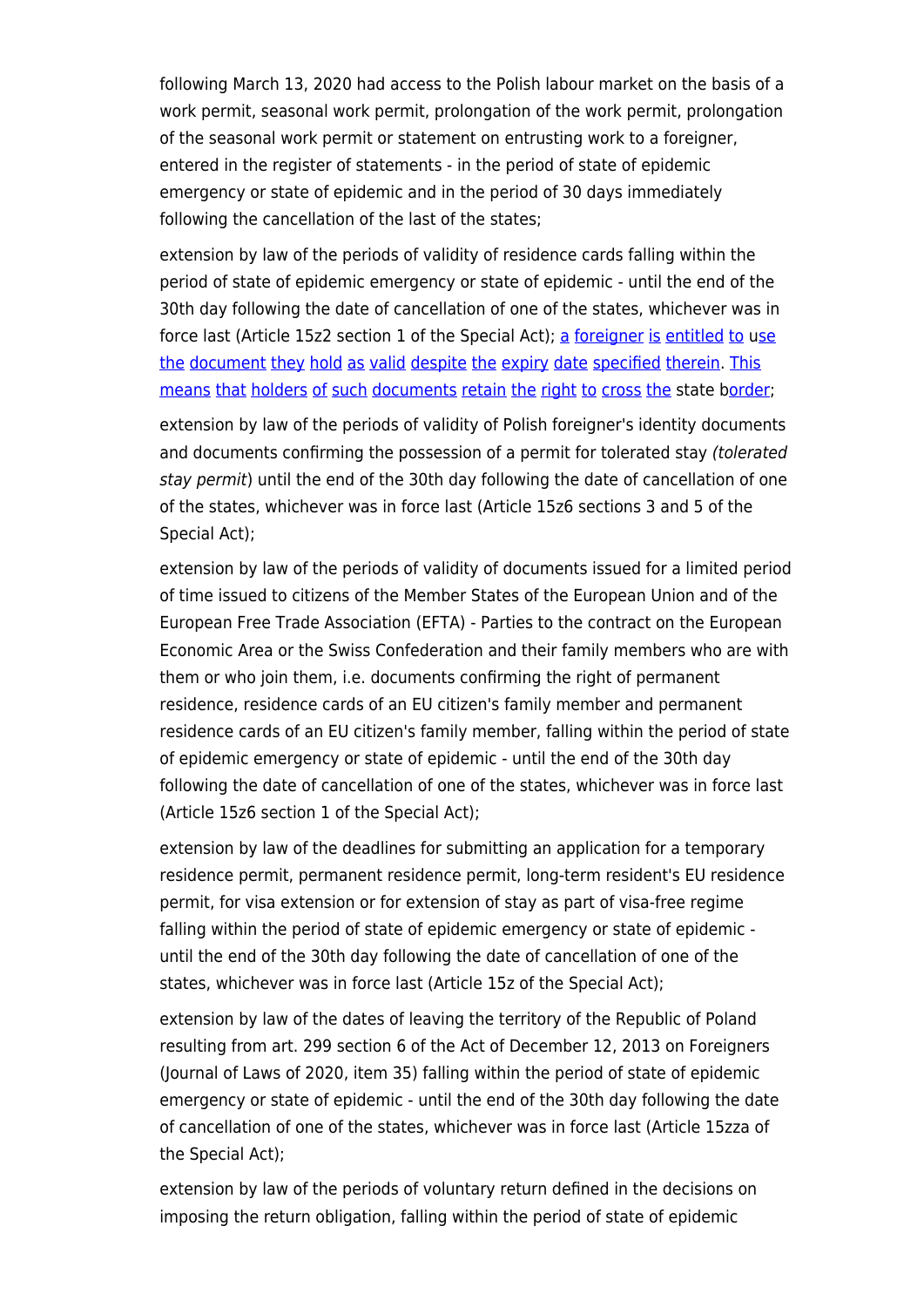following March 13, 2020 had access to the Polish labour market on the basis of a work permit, seasonal work permit, prolongation of the work permit, prolongation of the seasonal work permit or statement on entrusting work to a foreigner, entered in the register of statements - in the period of state of epidemic emergency or state of epidemic and in the period of 30 days immediately following the cancellation of the last of the states;

extension by law of the periods of validity of residence cards falling within the period of state of epidemic emergency or state of epidemic - until the end of the 30th day following the date of cancellation of one of the states, whichever was in force last (Article 15z2 section 1 of the Special Act); a foreigner is entitled to use the document they hold as valid despite the expiry date specified therein. This means that holders of such documents retain the right to cross the state border;

extension by law of the periods of validity of Polish foreigner's identity documents and documents confirming the possession of a permit for tolerated stay *(tolerated stay permit)* until the end of the 30th day following the date of cancellation of one of the states, whichever was in force last (Article 15z6 sections 3 and 5 of the Special Act);

extension by law of the periods of validity of documents issued for a limited period of time issued to citizens of the Member States of the European Union and of the European Free Trade Association (EFTA) - Parties to the contract on the European Economic Area or the Swiss Confederation and their family members who are with them or who join them, i.e. documents confirming the right of permanent residence, residence cards of an EU citizen's family member and permanent residence cards of an EU citizen's family member, falling within the period of state of epidemic emergency or state of epidemic - until the end of the 30th day following the date of cancellation of one of the states, whichever was in force last (Article 15z6 section 1 of the Special Act);

extension by law of the deadlines for submitting an application for a temporary residence permit, permanent residence permit, long-term resident's EU residence permit, for visa extension or for extension of stay as part of visa-free regime falling within the period of state of epidemic emergency or state of epidemic - until the end of the 30th day following the date of cancellation of one of the states, whichever was in force last (Article 15z of the Special Act);

extension by law of the dates of leaving the territory of the Republic of Poland resulting from art. 299 section 6 of the Act of December 12, 2013 on Foreigners (Journal of Laws of 2020, item 35) falling within the period of state of epidemic emergency or state of epidemic - until the end of the 30th day following the date of cancellation of one of the states, whichever was in force last (Article 15zza of the Special Act);

extension by law of the periods of voluntary return defined in the decisions on imposing the return obligation, falling within the period of state of epidemic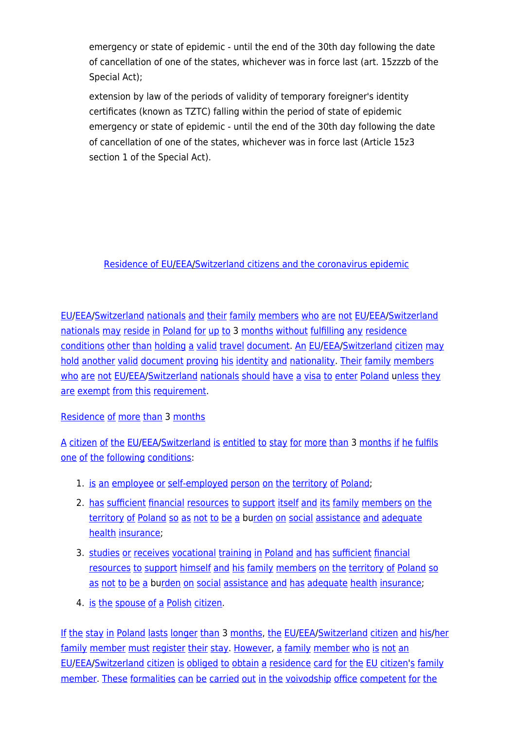emergency or state of epidemic - until the end of the 30th day following the date of cancellation of one of the states, whichever was in force last (art. 15zzzb of the Special Act);

extension by law of the periods of validity of temporary foreigner's identity certificates (known as TZTC) falling within the period of state of epidemic emergency or state of epidemic - until the end of the 30th day following the date of cancellation of one of the states, whichever was in force last (Article 15z3 section 1 of the Special Act).

## Residence of EU/EEA/Switzerland citizens and the coronavirus epidemic

EU/EEA/Switzerland nationals and their family members who are not EU/EEA/Switzerland nationals may reside in Poland for up to 3 months without fulfilling any residence conditions other than holding a valid travel document. An EU/EEA/Switzerland citizen may hold another valid document proving his identity and nationality. Their family members who are not EU/EEA/Switzerland nationals should have a visa to enter Poland unless they are exempt from this requirement.

### Residence of more than 3 months

A citizen of the EU/EEA/Switzerland is entitled to stay for more than 3 months if he fulfils one of the following conditions:

1. is an employee or self-employed person on the territory of Poland;
2. has sufficient financial resources to support itself and its family members on the territory of Poland so as not to be a burden on social assistance and adequate health insurance;
3. studies or receives vocational training in Poland and has sufficient financial resources to support himself and his family members on the territory of Poland so as not to be a burden on social assistance and has adequate health insurance;
4. is the spouse of a Polish citizen.

If the stay in Poland lasts longer than 3 months, the EU/EEA/Switzerland citizen and his/her family member must register their stay. However, a family member who is not an EU/EEA/Switzerland citizen is obliged to obtain a residence card for the EU citizen's family member. These formalities can be carried out in the voivodship office competent for the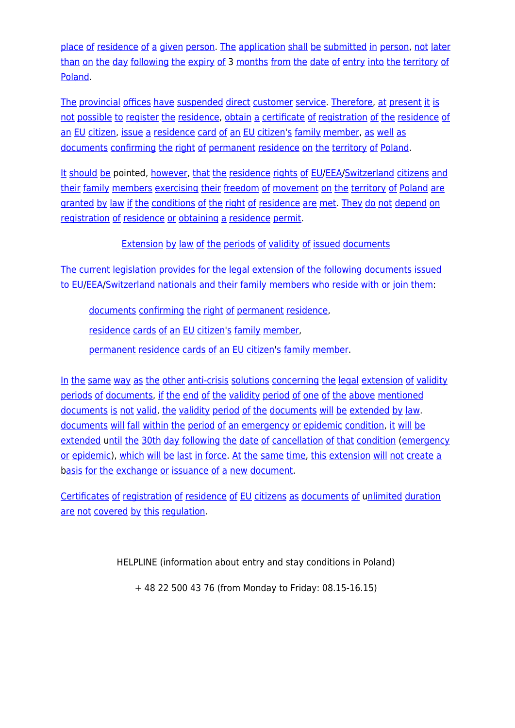place of residence of a given person. The application shall be submitted in person, not later than on the day following the expiry of 3 months from the date of entry into the territory of Poland.

The provincial offices have suspended direct customer service. Therefore, at present it is not possible to register the residence, obtain a certificate of registration of the residence of an EU citizen, issue a residence card of an EU citizen's family member, as well as documents confirming the right of permanent residence on the territory of Poland.

It should be pointed, however, that the residence rights of EU/EEA/Switzerland citizens and their family members exercising their freedom of movement on the territory of Poland are granted by law if the conditions of the right of residence are met. They do not depend on registration of residence or obtaining a residence permit.

Extension by law of the periods of validity of issued documents

The current legislation provides for the legal extension of the following documents issued to EU/EEA/Switzerland nationals and their family members who reside with or join them:

- documents confirming the right of permanent residence,
- residence cards of an EU citizen's family member,
- permanent residence cards of an EU citizen's family member.

In the same way as the other anti-crisis solutions concerning the legal extension of validity periods of documents, if the end of the validity period of one of the above mentioned documents is not valid, the validity period of the documents will be extended by law. documents will fall within the period of an emergency or epidemic condition, it will be extended until the 30th day following the date of cancellation of that condition (emergency or epidemic), which will be last in force. At the same time, this extension will not create a basis for the exchange or issuance of a new document.

Certificates of registration of residence of EU citizens as documents of unlimited duration are not covered by this regulation.

HELPLINE (information about entry and stay conditions in Poland)

+ 48 22 500 43 76 (from Monday to Friday: 08.15-16.15)